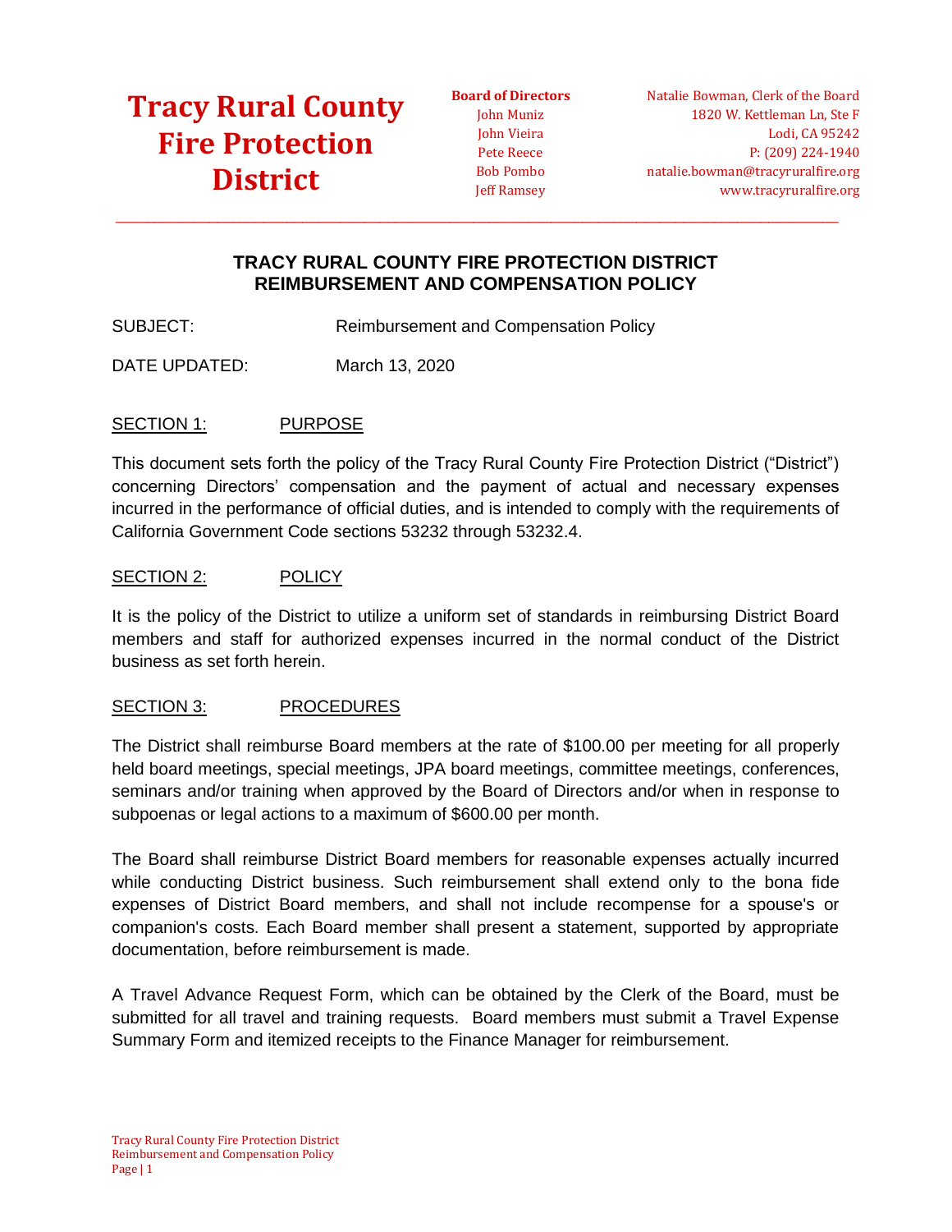# Tracy Rural County Fire Protection District

**Board of Directors**
John Muniz
John Vieira
Pete Reece
Bob Pombo
Jeff Ramsey

Natalie Bowman, Clerk of the Board
1820 W. Kettleman Ln, Ste F
Lodi, CA 95242
P: (209) 224-1940
natalie.bowman@tracyruralfire.org
www.tracyruralfire.org

## TRACY RURAL COUNTY FIRE PROTECTION DISTRICT
## REIMBURSEMENT AND COMPENSATION POLICY

SUBJECT: Reimbursement and Compensation Policy

DATE UPDATED: March 13, 2020

### SECTION 1: PURPOSE

This document sets forth the policy of the Tracy Rural County Fire Protection District ("District") concerning Directors' compensation and the payment of actual and necessary expenses incurred in the performance of official duties, and is intended to comply with the requirements of California Government Code sections 53232 through 53232.4.

### SECTION 2: POLICY

It is the policy of the District to utilize a uniform set of standards in reimbursing District Board members and staff for authorized expenses incurred in the normal conduct of the District business as set forth herein.

### SECTION 3: PROCEDURES

The District shall reimburse Board members at the rate of $100.00 per meeting for all properly held board meetings, special meetings, JPA board meetings, committee meetings, conferences, seminars and/or training when approved by the Board of Directors and/or when in response to subpoenas or legal actions to a maximum of $600.00 per month.

The Board shall reimburse District Board members for reasonable expenses actually incurred while conducting District business. Such reimbursement shall extend only to the bona fide expenses of District Board members, and shall not include recompense for a spouse's or companion's costs. Each Board member shall present a statement, supported by appropriate documentation, before reimbursement is made.

A Travel Advance Request Form, which can be obtained by the Clerk of the Board, must be submitted for all travel and training requests. Board members must submit a Travel Expense Summary Form and itemized receipts to the Finance Manager for reimbursement.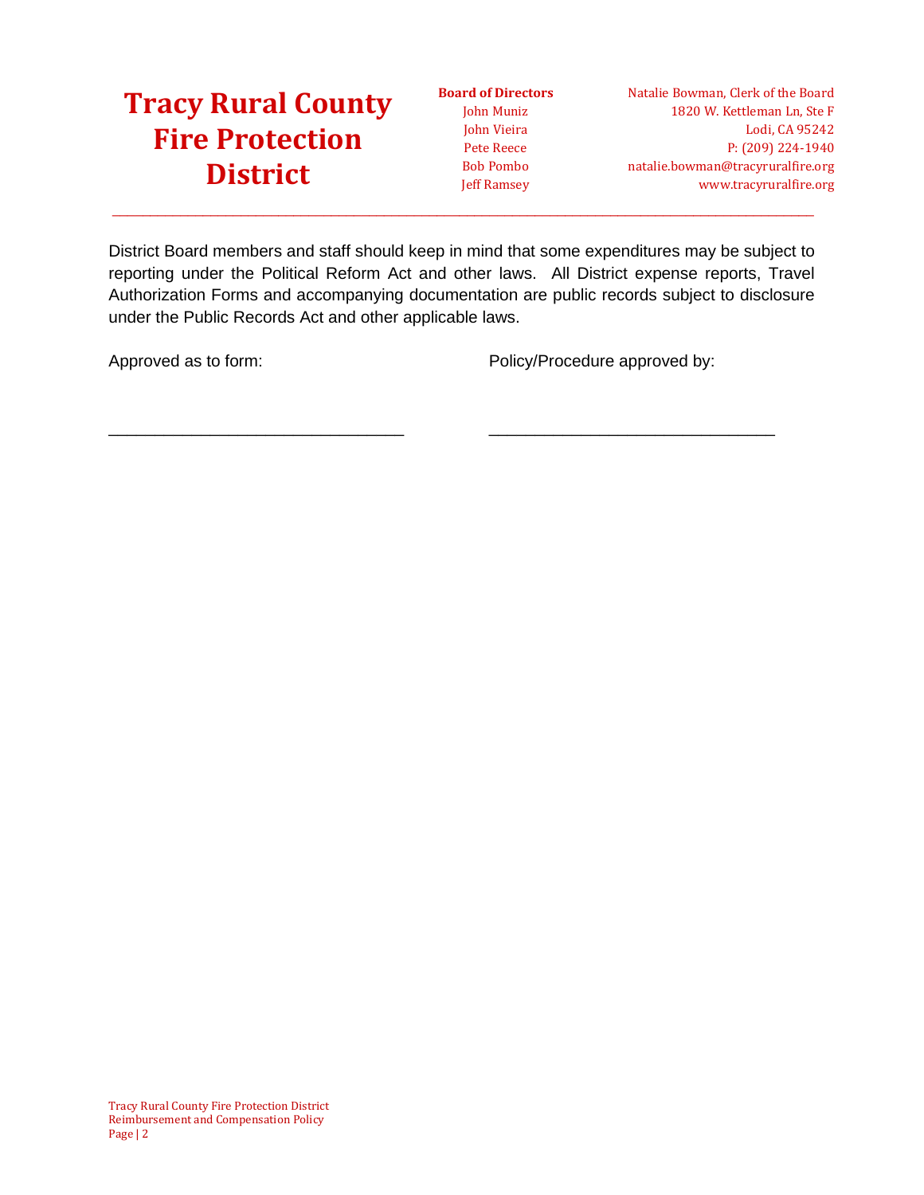District Board members and staff should keep in mind that some expenditures may be subject to reporting under the Political Reform Act and other laws. All District expense reports, Travel Authorization Forms and accompanying documentation are public records subject to disclosure under the Public Records Act and other applicable laws.

Approved as to form:

_______________________________

Policy/Procedure approved by:

_______________________________